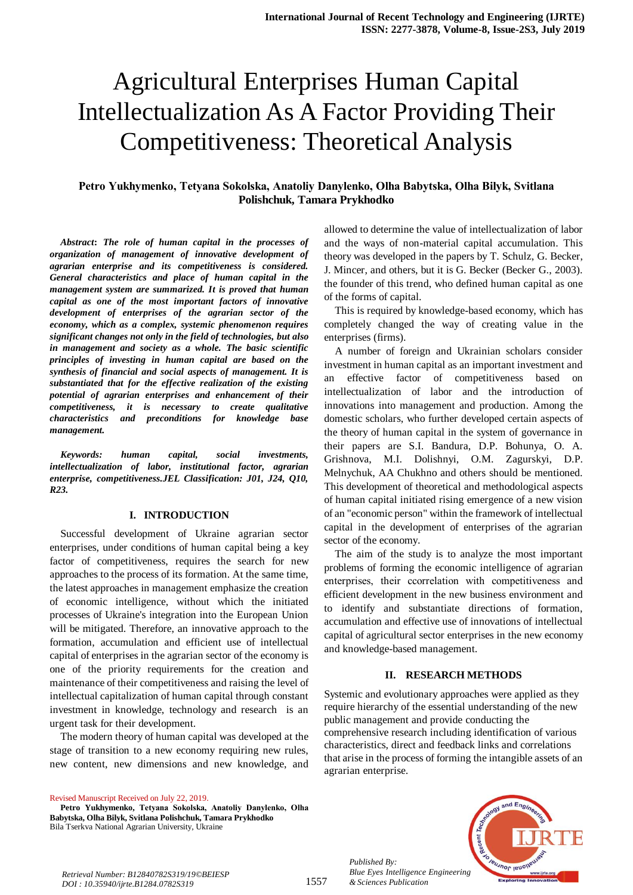# Agricultural Enterprises Human Capital Intellectualization As A Factor Providing Their Competitiveness: Theoretical Analysis

**Petro Yukhymenko, Tetyana Sokolska, Anatoliy Danylenko, Olha Babytska, Olha Bilyk, Svitlana Polishchuk, Tamara Prykhodko**

***Abstract*: *The role of human capital in the processes of organization of management of innovative development of agrarian enterprise and its competitiveness is considered. General characteristics and place of human capital in the management system are summarized. It is proved that human capital as one of the most important factors of innovative development of enterprises of the agrarian sector of the economy, which as a complex, systemic phenomenon requires significant changes not only in the field of technologies, but also in management and society as a whole. The basic scientific principles of investing in human capital are based on the synthesis of financial and social aspects of management. It is substantiated that for the effective realization of the existing potential of agrarian enterprises and enhancement of their competitiveness, it is necessary to create qualitative characteristics and preconditions for knowledge base management.***

***Keywords:* *human capital, social investments, intellectualization of labor, institutional factor, agrarian enterprise, competitiveness.JEL Classification: J01, J24, Q10, R23.***

## I. INTRODUCTION

Successful development of Ukraine agrarian sector enterprises, under conditions of human capital being a key factor of competitiveness, requires the search for new approaches to the process of its formation. At the same time, the latest approaches in management emphasize the creation of economic intelligence, without which the initiated processes of Ukraine's integration into the European Union will be mitigated. Therefore, an innovative approach to the formation, accumulation and efficient use of intellectual capital of enterprises in the agrarian sector of the economy is one of the priority requirements for the creation and maintenance of their competitiveness and raising the level of intellectual capitalization of human capital through constant investment in knowledge, technology and research is an urgent task for their development.

The modern theory of human capital was developed at the stage of transition to a new economy requiring new rules, new content, new dimensions and new knowledge, and allowed to determine the value of intellectualization of labor and the ways of non-material capital accumulation. This theory was developed in the papers by T. Schulz, G. Becker, J. Mincer, and others, but it is G. Becker (Becker G., 2003). the founder of this trend, who defined human capital as one of the forms of capital.

This is required by knowledge-based economy, which has completely changed the way of creating value in the enterprises (firms).

A number of foreign and Ukrainian scholars consider investment in human capital as an important investment and an effective factor of competitiveness based on intellectualization of labor and the introduction of innovations into management and production. Among the domestic scholars, who further developed certain aspects of the theory of human capital in the system of governance in their papers are S.I. Bandura, D.P. Bohunya, O. A. Grishnova, M.I. Dolishnyi, O.M. Zagurskyi, D.P. Melnychuk, AA Chukhno and others should be mentioned. This development of theoretical and methodological aspects of human capital initiated rising emergence of a new vision of an "economic person" within the framework of intellectual capital in the development of enterprises of the agrarian sector of the economy.

The aim of the study is to analyze the most important problems of forming the economic intelligence of agrarian enterprises, their ccorrelation with competitiveness and efficient development in the new business environment and to identify and substantiate directions of formation, accumulation and effective use of innovations of intellectual capital of agricultural sector enterprises in the new economy and knowledge-based management.

## II. RESEARCH METHODS

Systemic and evolutionary approaches were applied as they require hierarchy of the essential understanding of the new public management and provide conducting the comprehensive research including identification of various characteristics, direct and feedback links and correlations that arise in the process of forming the intangible assets of an agrarian enterprise.

Revised Manuscript Received on July 22, 2019.

**Petro Yukhymenko, Tetyana Sokolska, Anatoliy Danylenko, Olha Babytska, Olha Bilyk, Svitlana Polishchuk, Tamara Prykhodko**
Bila Tserkva National Agrarian University, Ukraine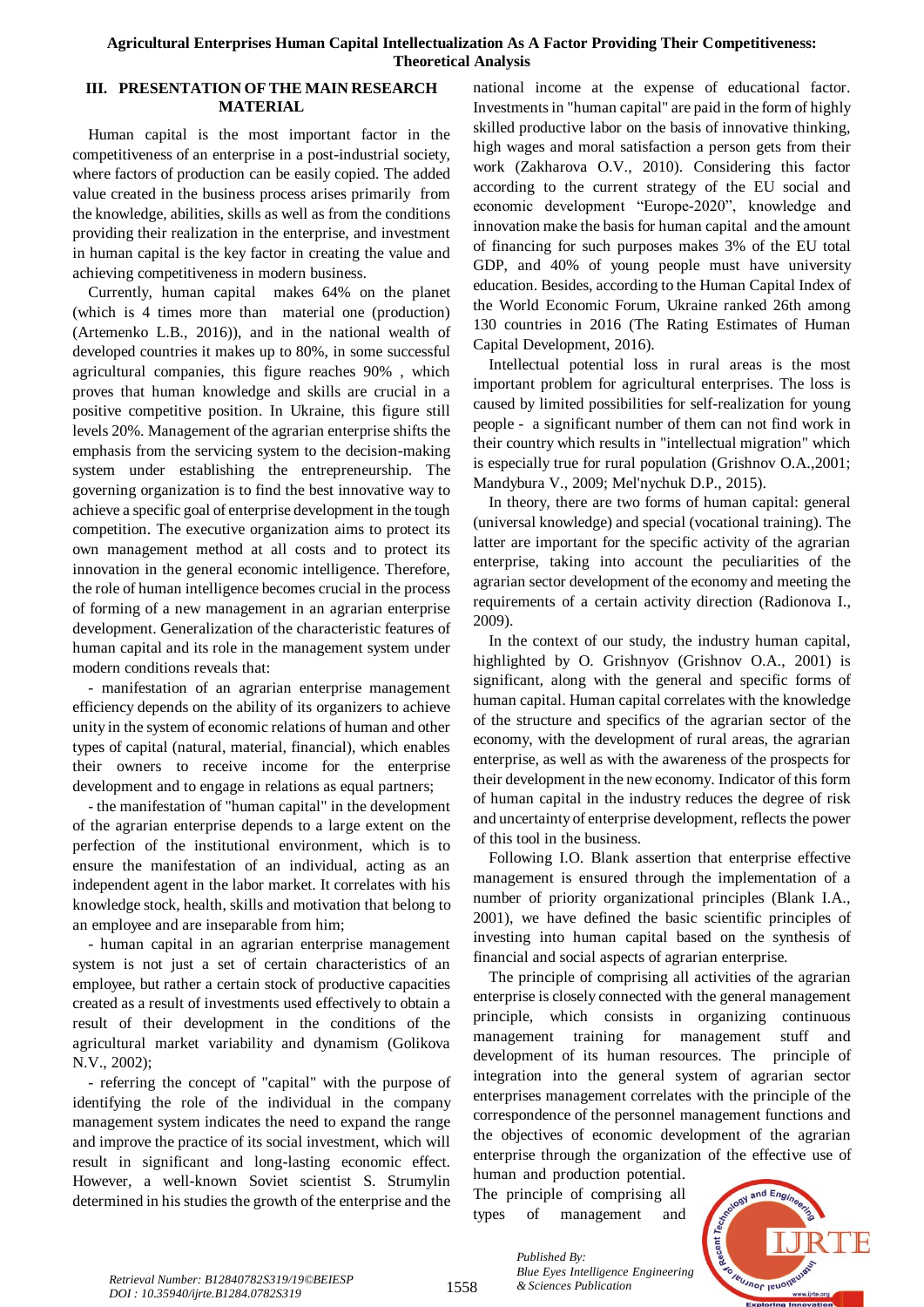## III. PRESENTATION OF THE MAIN RESEARCH MATERIAL

Human capital is the most important factor in the competitiveness of an enterprise in a post-industrial society, where factors of production can be easily copied. The added value created in the business process arises primarily from the knowledge, abilities, skills as well as from the conditions providing their realization in the enterprise, and investment in human capital is the key factor in creating the value and achieving competitiveness in modern business.

Currently, human capital makes 64% on the planet (which is 4 times more than material one (production) (Artemenko L.B., 2016)), and in the national wealth of developed countries it makes up to 80%, in some successful agricultural companies, this figure reaches 90% , which proves that human knowledge and skills are crucial in a positive competitive position. In Ukraine, this figure still levels 20%. Management of the agrarian enterprise shifts the emphasis from the servicing system to the decision-making system under establishing the entrepreneurship. The governing organization is to find the best innovative way to achieve a specific goal of enterprise development in the tough competition. The executive organization aims to protect its own management method at all costs and to protect its innovation in the general economic intelligence. Therefore, the role of human intelligence becomes crucial in the process of forming of a new management in an agrarian enterprise development. Generalization of the characteristic features of human capital and its role in the management system under modern conditions reveals that:

- manifestation of an agrarian enterprise management efficiency depends on the ability of its organizers to achieve unity in the system of economic relations of human and other types of capital (natural, material, financial), which enables their owners to receive income for the enterprise development and to engage in relations as equal partners;

- the manifestation of "human capital" in the development of the agrarian enterprise depends to a large extent on the perfection of the institutional environment, which is to ensure the manifestation of an individual, acting as an independent agent in the labor market. It correlates with his knowledge stock, health, skills and motivation that belong to an employee and are inseparable from him;

- human capital in an agrarian enterprise management system is not just a set of certain characteristics of an employee, but rather a certain stock of productive capacities created as a result of investments used effectively to obtain a result of their development in the conditions of the agricultural market variability and dynamism (Golikova N.V., 2002);

- referring the concept of "capital" with the purpose of identifying the role of the individual in the company management system indicates the need to expand the range and improve the practice of its social investment, which will result in significant and long-lasting economic effect. However, a well-known Soviet scientist S. Strumylin determined in his studies the growth of the enterprise and the national income at the expense of educational factor. Investments in "human capital" are paid in the form of highly skilled productive labor on the basis of innovative thinking, high wages and moral satisfaction a person gets from their work (Zakharova O.V., 2010). Considering this factor according to the current strategy of the EU social and economic development "Europe-2020", knowledge and innovation make the basis for human capital and the amount of financing for such purposes makes 3% of the EU total GDP, and 40% of young people must have university education. Besides, according to the Human Capital Index of the World Economic Forum, Ukraine ranked 26th among 130 countries in 2016 (The Rating Estimates of Human Capital Development, 2016).

Intellectual potential loss in rural areas is the most important problem for agricultural enterprises. The loss is caused by limited possibilities for self-realization for young people - a significant number of them can not find work in their country which results in "intellectual migration" which is especially true for rural population (Grishnov O.A.,2001; Mandybura V., 2009; Mel'nychuk D.P., 2015).

In theory, there are two forms of human capital: general (universal knowledge) and special (vocational training). The latter are important for the specific activity of the agrarian enterprise, taking into account the peculiarities of the agrarian sector development of the economy and meeting the requirements of a certain activity direction (Radionova I., 2009).

In the context of our study, the industry human capital, highlighted by O. Grishnyov (Grishnov O.A., 2001) is significant, along with the general and specific forms of human capital. Human capital correlates with the knowledge of the structure and specifics of the agrarian sector of the economy, with the development of rural areas, the agrarian enterprise, as well as with the awareness of the prospects for their development in the new economy. Indicator of this form of human capital in the industry reduces the degree of risk and uncertainty of enterprise development, reflects the power of this tool in the business.

Following I.O. Blank assertion that enterprise effective management is ensured through the implementation of a number of priority organizational principles (Blank I.A., 2001), we have defined the basic scientific principles of investing into human capital based on the synthesis of financial and social aspects of agrarian enterprise.

The principle of comprising all activities of the agrarian enterprise is closely connected with the general management principle, which consists in organizing continuous management training for management stuff and development of its human resources. The principle of integration into the general system of agrarian sector enterprises management correlates with the principle of the correspondence of the personnel management functions and the objectives of economic development of the agrarian enterprise through the organization of the effective use of human and production potential.

The principle of comprising all types of management and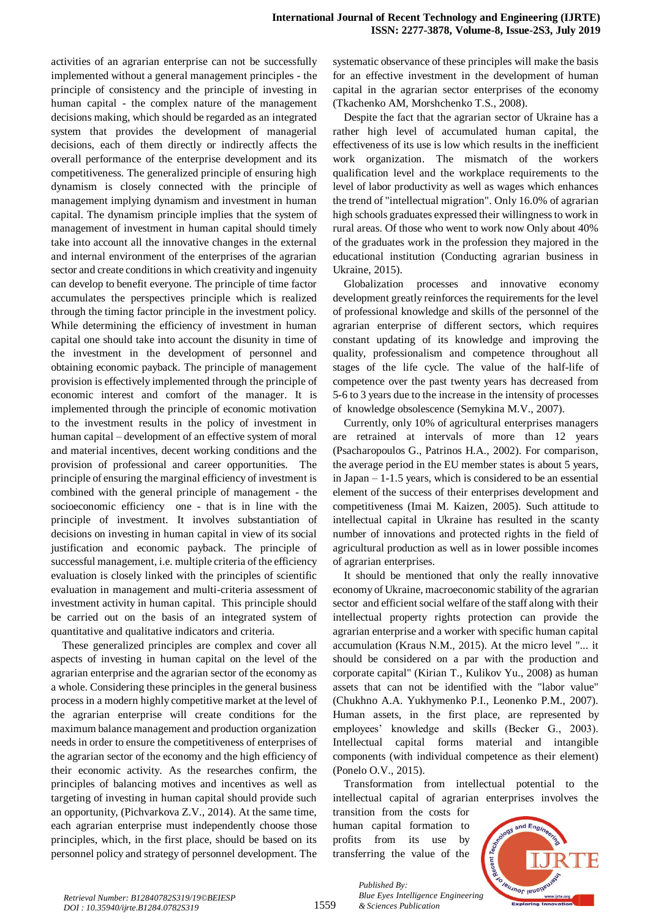activities of an agrarian enterprise can not be successfully implemented without a general management principles - the principle of consistency and the principle of investing in human capital - the complex nature of the management decisions making, which should be regarded as an integrated system that provides the development of managerial decisions, each of them directly or indirectly affects the overall performance of the enterprise development and its competitiveness. The generalized principle of ensuring high dynamism is closely connected with the principle of management implying dynamism and investment in human capital. The dynamism principle implies that the system of management of investment in human capital should timely take into account all the innovative changes in the external and internal environment of the enterprises of the agrarian sector and create conditions in which creativity and ingenuity can develop to benefit everyone. The principle of time factor accumulates the perspectives principle which is realized through the timing factor principle in the investment policy. While determining the efficiency of investment in human capital one should take into account the disunity in time of the investment in the development of personnel and obtaining economic payback. The principle of management provision is effectively implemented through the principle of economic interest and comfort of the manager. It is implemented through the principle of economic motivation to the investment results in the policy of investment in human capital – development of an effective system of moral and material incentives, decent working conditions and the provision of professional and career opportunities. The principle of ensuring the marginal efficiency of investment is combined with the general principle of management - the socioeconomic efficiency one - that is in line with the principle of investment. It involves substantiation of decisions on investing in human capital in view of its social justification and economic payback. The principle of successful management, i.e. multiple criteria of the efficiency evaluation is closely linked with the principles of scientific evaluation in management and multi-criteria assessment of investment activity in human capital. This principle should be carried out on the basis of an integrated system of quantitative and qualitative indicators and criteria.

These generalized principles are complex and cover all aspects of investing in human capital on the level of the agrarian enterprise and the agrarian sector of the economy as a whole. Considering these principles in the general business process in a modern highly competitive market at the level of the agrarian enterprise will create conditions for the maximum balance management and production organization needs in order to ensure the competitiveness of enterprises of the agrarian sector of the economy and the high efficiency of their economic activity. As the researches confirm, the principles of balancing motives and incentives as well as targeting of investing in human capital should provide such an opportunity, (Pichvarkova Z.V., 2014). At the same time, each agrarian enterprise must independently choose those principles, which, in the first place, should be based on its personnel policy and strategy of personnel development. The systematic observance of these principles will make the basis for an effective investment in the development of human capital in the agrarian sector enterprises of the economy (Tkachenko AM, Morshchenko T.S., 2008).

Despite the fact that the agrarian sector of Ukraine has a rather high level of accumulated human capital, the effectiveness of its use is low which results in the inefficient work organization. The mismatch of the workers qualification level and the workplace requirements to the level of labor productivity as well as wages which enhances the trend of "intellectual migration". Only 16.0% of agrarian high schools graduates expressed their willingness to work in rural areas. Of those who went to work now Only about 40% of the graduates work in the profession they majored in the educational institution (Conducting agrarian business in Ukraine, 2015).

Globalization processes and innovative economy development greatly reinforces the requirements for the level of professional knowledge and skills of the personnel of the agrarian enterprise of different sectors, which requires constant updating of its knowledge and improving the quality, professionalism and competence throughout all stages of the life cycle. The value of the half-life of competence over the past twenty years has decreased from 5-6 to 3 years due to the increase in the intensity of processes of knowledge obsolescence (Semykina M.V., 2007).

Currently, only 10% of agricultural enterprises managers are retrained at intervals of more than 12 years (Psacharopoulos G., Patrinos H.A., 2002). For comparison, the average period in the EU member states is about 5 years, in Japan – 1-1.5 years, which is considered to be an essential element of the success of their enterprises development and competitiveness (Imai M. Kaizen, 2005). Such attitude to intellectual capital in Ukraine has resulted in the scanty number of innovations and protected rights in the field of agricultural production as well as in lower possible incomes of agrarian enterprises.

It should be mentioned that only the really innovative economy of Ukraine, macroeconomic stability of the agrarian sector and efficient social welfare of the staff along with their intellectual property rights protection can provide the agrarian enterprise and a worker with specific human capital accumulation (Kraus N.M., 2015). At the micro level "... it should be considered on a par with the production and corporate capital" (Kirian T., Kulikov Yu., 2008) as human assets that can not be identified with the "labor value" (Chukhno A.A. Yukhymenko P.I., Leonenko P.M., 2007). Human assets, in the first place, are represented by employees' knowledge and skills (Becker G., 2003). Intellectual capital forms material and intangible components (with individual competence as their element) (Ponelo O.V., 2015).

Transformation from intellectual potential to the intellectual capital of agrarian enterprises involves the transition from the costs for human capital formation to profits from its use by transferring the value of the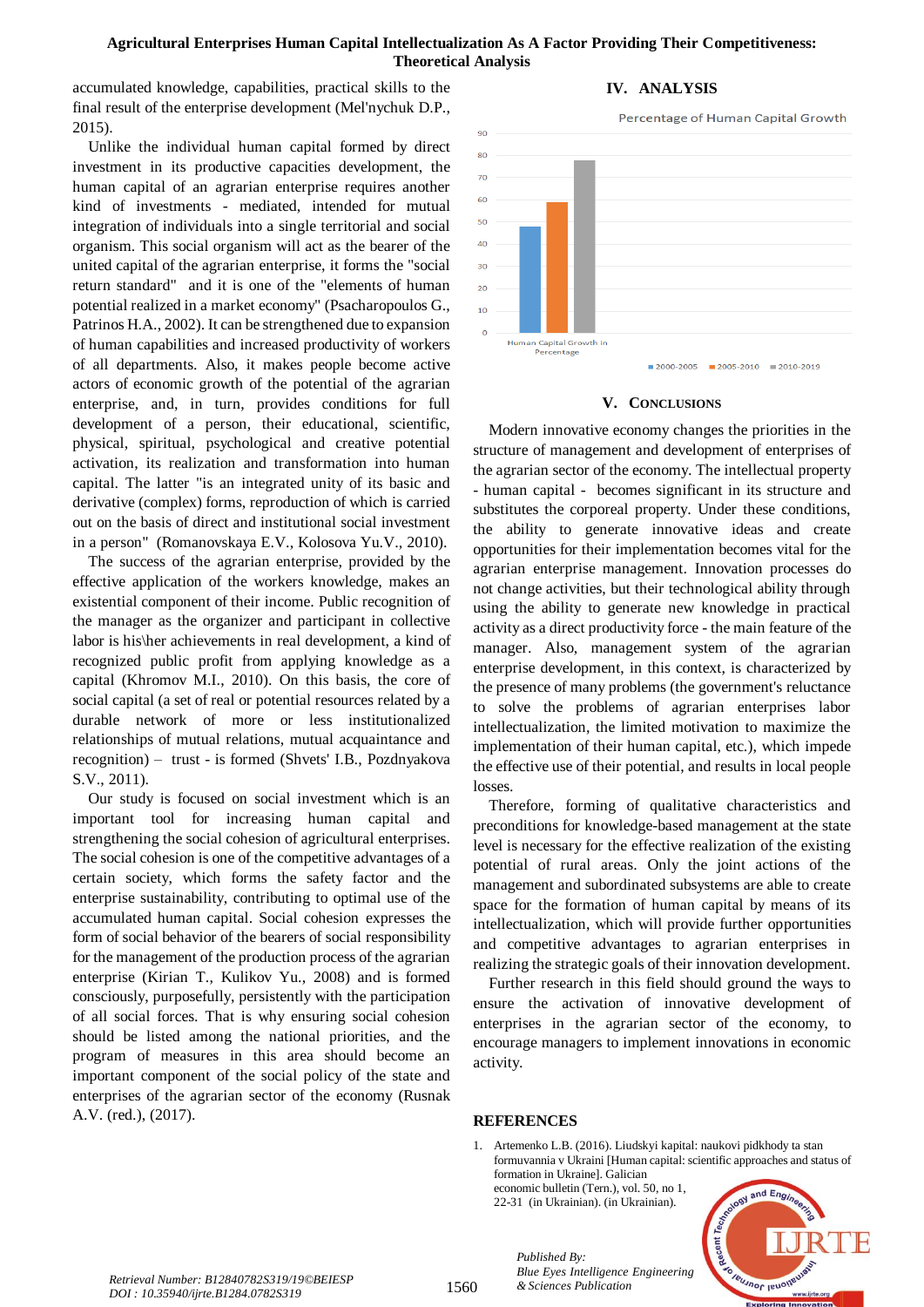accumulated knowledge, capabilities, practical skills to the final result of the enterprise development (Mel'nychuk D.P., 2015).

Unlike the individual human capital formed by direct investment in its productive capacities development, the human capital of an agrarian enterprise requires another kind of investments - mediated, intended for mutual integration of individuals into a single territorial and social organism. This social organism will act as the bearer of the united capital of the agrarian enterprise, it forms the "social return standard" and it is one of the "elements of human potential realized in a market economy" (Psacharopoulos G., Patrinos H.A., 2002). It can be strengthened due to expansion of human capabilities and increased productivity of workers of all departments. Also, it makes people become active actors of economic growth of the potential of the agrarian enterprise, and, in turn, provides conditions for full development of a person, their educational, scientific, physical, spiritual, psychological and creative potential activation, its realization and transformation into human capital. The latter "is an integrated unity of its basic and derivative (complex) forms, reproduction of which is carried out on the basis of direct and institutional social investment in a person" (Romanovskaya E.V., Kolosova Yu.V., 2010).

The success of the agrarian enterprise, provided by the effective application of the workers knowledge, makes an existential component of their income. Public recognition of the manager as the organizer and participant in collective labor is his\her achievements in real development, a kind of recognized public profit from applying knowledge as a capital (Khromov M.I., 2010). On this basis, the core of social capital (a set of real or potential resources related by a durable network of more or less institutionalized relationships of mutual relations, mutual acquaintance and recognition) – trust - is formed (Shvets' I.B., Pozdnyakova S.V., 2011).

Our study is focused on social investment which is an important tool for increasing human capital and strengthening the social cohesion of agricultural enterprises. The social cohesion is one of the competitive advantages of a certain society, which forms the safety factor and the enterprise sustainability, contributing to optimal use of the accumulated human capital. Social cohesion expresses the form of social behavior of the bearers of social responsibility for the management of the production process of the agrarian enterprise (Kirian T., Kulikov Yu., 2008) and is formed consciously, purposefully, persistently with the participation of all social forces. That is why ensuring social cohesion should be listed among the national priorities, and the program of measures in this area should become an important component of the social policy of the state and enterprises of the agrarian sector of the economy (Rusnak A.V. (red.), (2017).

## IV. ANALYSIS

Percentage of Human Capital Growth

| Period | Human Capital Growth in Percentage |
|---|---|
| 2000-2005 | 48 |
| 2005-2010 | 59 |
| 2010-2019 | 78 |

## V. CONCLUSIONS

Modern innovative economy changes the priorities in the structure of management and development of enterprises of the agrarian sector of the economy. The intellectual property - human capital - becomes significant in its structure and substitutes the corporeal property. Under these conditions, the ability to generate innovative ideas and create opportunities for their implementation becomes vital for the agrarian enterprise management. Innovation processes do not change activities, but their technological ability through using the ability to generate new knowledge in practical activity as a direct productivity force - the main feature of the manager. Also, management system of the agrarian enterprise development, in this context, is characterized by the presence of many problems (the government's reluctance to solve the problems of agrarian enterprises labor intellectualization, the limited motivation to maximize the implementation of their human capital, etc.), which impede the effective use of their potential, and results in local people losses.

Therefore, forming of qualitative characteristics and preconditions for knowledge-based management at the state level is necessary for the effective realization of the existing potential of rural areas. Only the joint actions of the management and subordinated subsystems are able to create space for the formation of human capital by means of its intellectualization, which will provide further opportunities and competitive advantages to agrarian enterprises in realizing the strategic goals of their innovation development.

Further research in this field should ground the ways to ensure the activation of innovative development of enterprises in the agrarian sector of the economy, to encourage managers to implement innovations in economic activity.

## REFERENCES

1. Artemenko L.B. (2016). Liudskyi kapital: naukovi pidkhody ta stan formuvannia v Ukraini [Human capital: scientific approaches and status of formation in Ukraine]. Galician economic bulletin (Tern.), vol. 50, no 1, 22-31 (in Ukrainian). (in Ukrainian).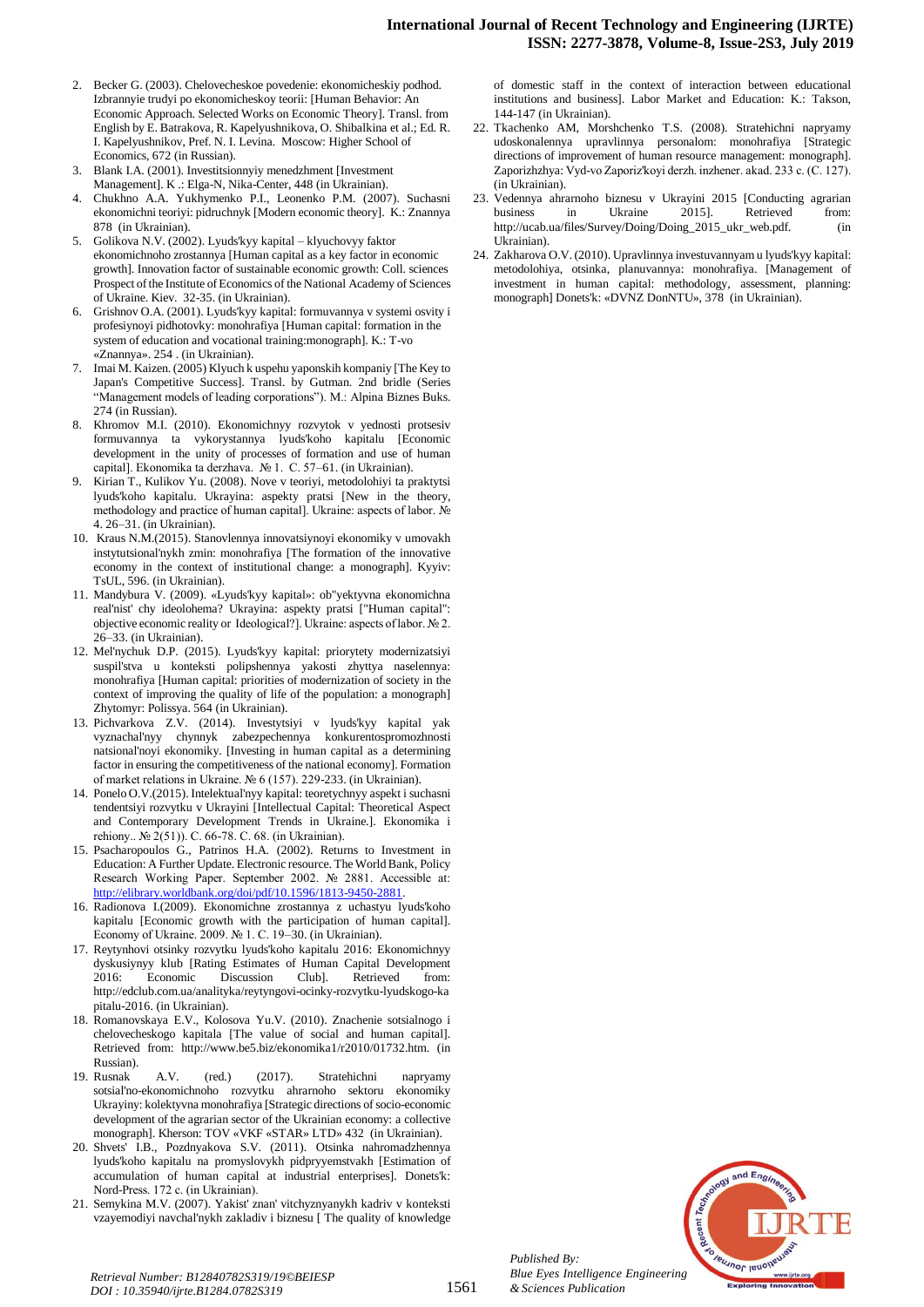2. Becker G. (2003). Chelovecheskoe povedenie: ekonomicheskiy podhod. Izbrannyie trudyi po ekonomicheskoy teorii: [Human Behavior: An Economic Approach. Selected Works on Economic Theory]. Transl. from English by E. Batrakova, R. Kapelyushnikova, O. Shibalkina et al.; Ed. R. I. Kapelyushnikov, Pref. N. I. Levina. Moscow: Higher School of Economics, 672 (in Russian).
3. Blank I.A. (2001). Investitsionnyiy menedzhment [Investment Management]. K .: Elga-N, Nika-Center, 448 (in Ukrainian).
4. Chukhno A.A. Yukhymenko P.I., Leonenko P.M. (2007). Suchasni ekonomichni teoriyi: pidruchnyk [Modern economic theory]. K.: Znannya 878 (in Ukrainian).
5. Golikova N.V. (2002). Lyuds'kyy kapital – klyuchovyy faktor ekonomichnoho zrostannya [Human capital as a key factor in economic growth]. Innovation factor of sustainable economic growth: Coll. sciences Prospect of the Institute of Economics of the National Academy of Sciences of Ukraine. Kiev. 32-35. (in Ukrainian).
6. Grishnov O.A. (2001). Lyuds'kyy kapital: formuvannya v systemi osvity i profesiynoyi pidhotovky: monohrafiya [Human capital: formation in the system of education and vocational training:monograph]. K.: T-vo «Znannya». 254 . (in Ukrainian).
7. Imai M. Kaizen. (2005) Klyuch k uspehu yaponskih kompaniy [The Key to Japan's Competitive Success]. Transl. by Gutman. 2nd bridle (Series "Management models of leading corporations"). M.: Alpina Biznes Buks. 274 (in Russian).
8. Khromov M.I. (2010). Ekonomichnyy rozvytok v yednosti protsesiv formuvannya ta vykorystannya lyuds'koho kapitalu [Economic development in the unity of processes of formation and use of human capital]. Ekonomika ta derzhava. № 1. C. 57–61. (in Ukrainian).
9. Kirian T., Kulikov Yu. (2008). Nove v teoriyi, metodolohiyi ta praktytsi lyuds'koho kapitalu. Ukrayina: aspekty pratsi [New in the theory, methodology and practice of human capital]. Ukraine: aspects of labor. № 4. 26–31. (in Ukrainian).
10. Kraus N.M.(2015). Stanovlennya innovatsiynoyi ekonomiky v umovakh instytutsional'nykh zmin: monohrafiya [The formation of the innovative economy in the context of institutional change: a monograph]. Kyyiv: TsUL, 596. (in Ukrainian).
11. Mandybura V. (2009). «Lyuds'kyy kapital»: ob"yektyvna ekonomichna real'nist' chy ideolohema? Ukrayina: aspekty pratsi ["Human capital": objective economic reality or Ideological?]. Ukraine: aspects of labor. № 2. 26–33. (in Ukrainian).
12. Mel'nychuk D.P. (2015). Lyuds'kyy kapital: priorytety modernizatsiyi suspil'stva u konteksti polipshennya yakosti zhyttya naselennya: monohrafiya [Human capital: priorities of modernization of society in the context of improving the quality of life of the population: a monograph] Zhytomyr: Polissya. 564 (in Ukrainian).
13. Pichvarkova Z.V. (2014). Investytsiyi v lyuds'kyy kapital yak vyznachal'nyy chynnyk zabezpechennya konkurentospromozhnosti natsional'noyi ekonomiky. [Investing in human capital as a determining factor in ensuring the competitiveness of the national economy]. Formation of market relations in Ukraine. № 6 (157). 229-233. (in Ukrainian).
14. Ponelo O.V.(2015). Intelektual'nyy kapital: teoretychnyy aspekt i suchasni tendentsiyi rozvytku v Ukrayini [Intellectual Capital: Theoretical Aspect and Contemporary Development Trends in Ukraine.]. Ekonomika i rehiony.. № 2(51)). C. 66-78. C. 68. (in Ukrainian).
15. Psacharopoulos G., Patrinos H.A. (2002). Returns to Investment in Education: A Further Update. Electronic resource. The World Bank, Policy Research Working Paper. September 2002. № 2881. Accessible at: http://elibrary.worldbank.org/doi/pdf/10.1596/1813-9450-2881.
16. Radionova I.(2009). Ekonomichne zrostannya z uchastyu lyuds'koho kapitalu [Economic growth with the participation of human capital]. Economy of Ukraine. 2009. № 1. C. 19–30. (in Ukrainian).
17. Reytynhovi otsinky rozvytku lyuds'koho kapitalu 2016: Ekonomichnyy dyskusiynyy klub [Rating Estimates of Human Capital Development 2016: Economic Discussion Club]. Retrieved from: http://edclub.com.ua/analityka/reytyngovi-ocinky-rozvytku-lyudskogo-kapitalu-2016. (in Ukrainian).
18. Romanovskaya E.V., Kolosova Yu.V. (2010). Znachenie sotsialnogo i chelovecheskogo kapitala [The value of social and human capital]. Retrieved from: http://www.be5.biz/ekonomika1/r2010/01732.htm. (in Russian).
19. Rusnak A.V. (red.) (2017). Stratehichni napryamy sotsial'no-ekonomichnoho rozvytku ahrarnoho sektoru ekonomiky Ukrayiny: kolektyvna monohrafiya [Strategic directions of socio-economic development of the agrarian sector of the Ukrainian economy: a collective monograph]. Kherson: TOV «VKF «STAR» LTD» 432 (in Ukrainian).
20. Shvets' I.B., Pozdnyakova S.V. (2011). Otsinka nahromadzhennya lyuds'koho kapitalu na promyslovykh pidpryyemstvakh [Estimation of accumulation of human capital at industrial enterprises]. Donets'k: Nord-Press. 172 c. (in Ukrainian).
21. Semykina M.V. (2007). Yakist' znan' vitchyznyanykh kadriv v konteksti vzayemodiyi navchal'nykh zakladiv i biznesu [ The quality of knowledge of domestic staff in the context of interaction between educational institutions and business]. Labor Market and Education: K.: Takson, 144-147 (in Ukrainian).
22. Tkachenko AM, Morshchenko T.S. (2008). Stratehichni napryamy udoskonalennya upravlinnya personalom: monohrafiya [Strategic directions of improvement of human resource management: monograph]. Zaporizhzhya: Vyd-vo Zaporiz'koyi derzh. inzhener. akad. 233 c. (C. 127). (in Ukrainian).
23. Vedennya ahrarnoho biznesu v Ukrayini 2015 [Conducting agrarian business in Ukraine 2015]. Retrieved from: http://ucab.ua/files/Survey/Doing/Doing_2015_ukr_web.pdf. (in Ukrainian).
24. Zakharova O.V. (2010). Upravlinnya investuvannyam u lyuds'kyy kapital: metodolohiya, otsinka, planuvannya: monohrafiya. [Management of investment in human capital: methodology, assessment, planning: monograph] Donets'k: «DVNZ DonNTU», 378 (in Ukrainian).